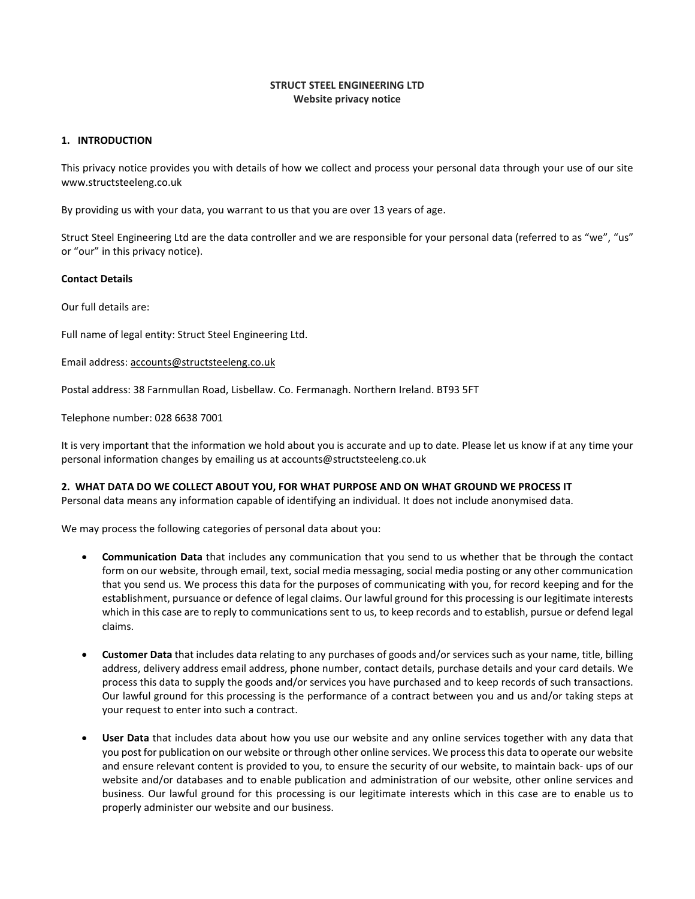# STRUCT STEEL ENGINEERING LTD
## Website privacy notice

### 1. INTRODUCTION

This privacy notice provides you with details of how we collect and process your personal data through your use of our site www.structsteeleng.co.uk

By providing us with your data, you warrant to us that you are over 13 years of age.

Struct Steel Engineering Ltd are the data controller and we are responsible for your personal data (referred to as "we", "us" or "our" in this privacy notice).

**Contact Details**

Our full details are:

Full name of legal entity: Struct Steel Engineering Ltd.

Email address: accounts@structsteeleng.co.uk

Postal address: 38 Farnmullan Road, Lisbellaw. Co. Fermanagh. Northern Ireland. BT93 5FT

Telephone number: 028 6638 7001

It is very important that the information we hold about you is accurate and up to date. Please let us know if at any time your personal information changes by emailing us at accounts@structsteeleng.co.uk

### 2. WHAT DATA DO WE COLLECT ABOUT YOU, FOR WHAT PURPOSE AND ON WHAT GROUND WE PROCESS IT

Personal data means any information capable of identifying an individual. It does not include anonymised data.

We may process the following categories of personal data about you:

- **Communication Data** that includes any communication that you send to us whether that be through the contact form on our website, through email, text, social media messaging, social media posting or any other communication that you send us. We process this data for the purposes of communicating with you, for record keeping and for the establishment, pursuance or defence of legal claims. Our lawful ground for this processing is our legitimate interests which in this case are to reply to communications sent to us, to keep records and to establish, pursue or defend legal claims.

- **Customer Data** that includes data relating to any purchases of goods and/or services such as your name, title, billing address, delivery address email address, phone number, contact details, purchase details and your card details. We process this data to supply the goods and/or services you have purchased and to keep records of such transactions. Our lawful ground for this processing is the performance of a contract between you and us and/or taking steps at your request to enter into such a contract.

- **User Data** that includes data about how you use our website and any online services together with any data that you post for publication on our website or through other online services. We process this data to operate our website and ensure relevant content is provided to you, to ensure the security of our website, to maintain back- ups of our website and/or databases and to enable publication and administration of our website, other online services and business. Our lawful ground for this processing is our legitimate interests which in this case are to enable us to properly administer our website and our business.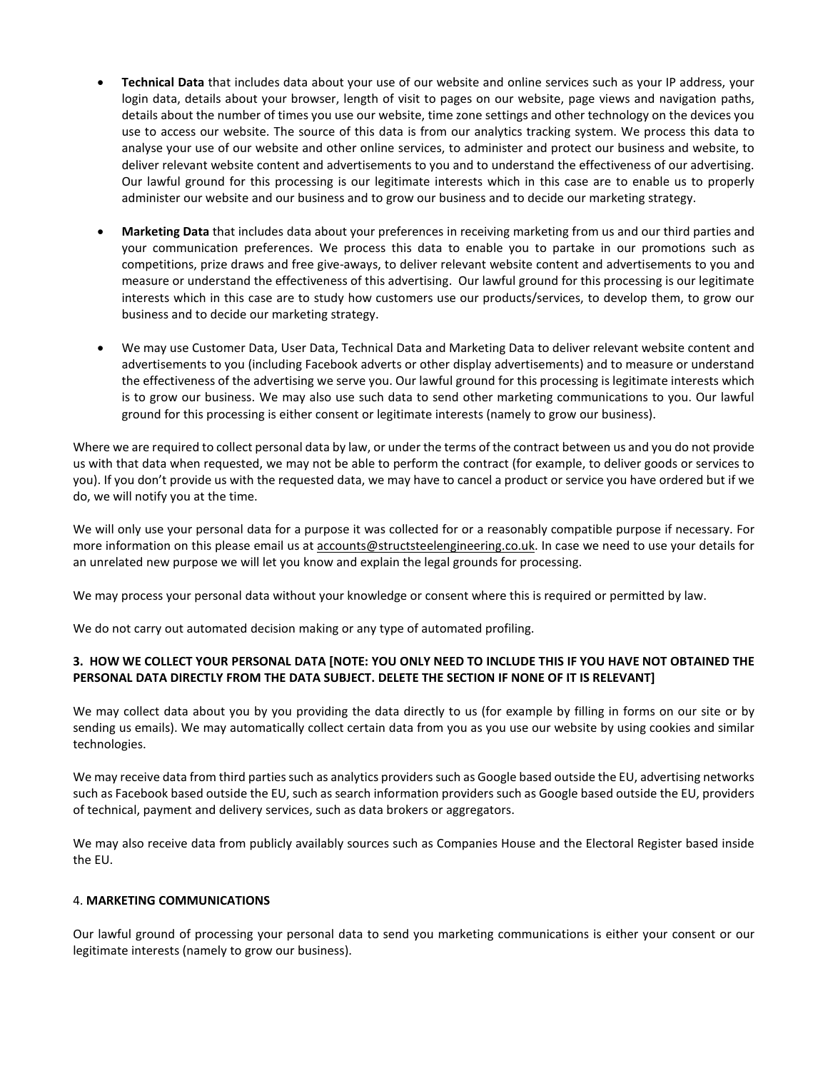- **Technical Data** that includes data about your use of our website and online services such as your IP address, your login data, details about your browser, length of visit to pages on our website, page views and navigation paths, details about the number of times you use our website, time zone settings and other technology on the devices you use to access our website. The source of this data is from our analytics tracking system. We process this data to analyse your use of our website and other online services, to administer and protect our business and website, to deliver relevant website content and advertisements to you and to understand the effectiveness of our advertising. Our lawful ground for this processing is our legitimate interests which in this case are to enable us to properly administer our website and our business and to grow our business and to decide our marketing strategy.

- **Marketing Data** that includes data about your preferences in receiving marketing from us and our third parties and your communication preferences. We process this data to enable you to partake in our promotions such as competitions, prize draws and free give-aways, to deliver relevant website content and advertisements to you and measure or understand the effectiveness of this advertising. Our lawful ground for this processing is our legitimate interests which in this case are to study how customers use our products/services, to develop them, to grow our business and to decide our marketing strategy.

- We may use Customer Data, User Data, Technical Data and Marketing Data to deliver relevant website content and advertisements to you (including Facebook adverts or other display advertisements) and to measure or understand the effectiveness of the advertising we serve you. Our lawful ground for this processing is legitimate interests which is to grow our business. We may also use such data to send other marketing communications to you. Our lawful ground for this processing is either consent or legitimate interests (namely to grow our business).

Where we are required to collect personal data by law, or under the terms of the contract between us and you do not provide us with that data when requested, we may not be able to perform the contract (for example, to deliver goods or services to you). If you don't provide us with the requested data, we may have to cancel a product or service you have ordered but if we do, we will notify you at the time.

We will only use your personal data for a purpose it was collected for or a reasonably compatible purpose if necessary. For more information on this please email us at accounts@structsteelengineering.co.uk. In case we need to use your details for an unrelated new purpose we will let you know and explain the legal grounds for processing.

We may process your personal data without your knowledge or consent where this is required or permitted by law.

We do not carry out automated decision making or any type of automated profiling.

## 3. HOW WE COLLECT YOUR PERSONAL DATA [NOTE: YOU ONLY NEED TO INCLUDE THIS IF YOU HAVE NOT OBTAINED THE PERSONAL DATA DIRECTLY FROM THE DATA SUBJECT. DELETE THE SECTION IF NONE OF IT IS RELEVANT]

We may collect data about you by you providing the data directly to us (for example by filling in forms on our site or by sending us emails). We may automatically collect certain data from you as you use our website by using cookies and similar technologies.

We may receive data from third parties such as analytics providers such as Google based outside the EU, advertising networks such as Facebook based outside the EU, such as search information providers such as Google based outside the EU, providers of technical, payment and delivery services, such as data brokers or aggregators.

We may also receive data from publicly availably sources such as Companies House and the Electoral Register based inside the EU.

## 4. MARKETING COMMUNICATIONS

Our lawful ground of processing your personal data to send you marketing communications is either your consent or our legitimate interests (namely to grow our business).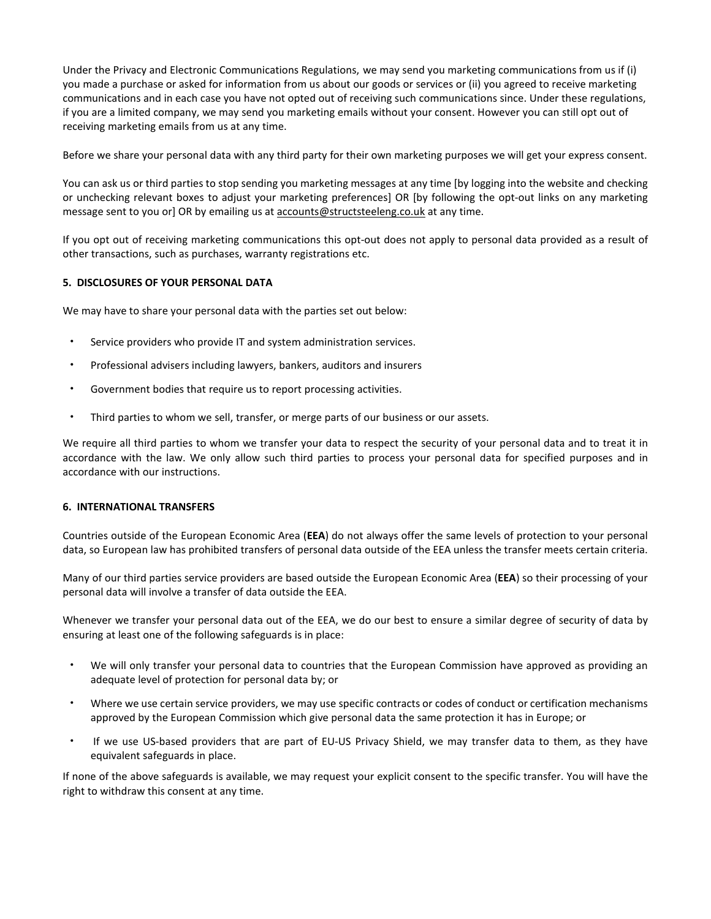Under the Privacy and Electronic Communications Regulations, we may send you marketing communications from us if (i) you made a purchase or asked for information from us about our goods or services or (ii) you agreed to receive marketing communications and in each case you have not opted out of receiving such communications since. Under these regulations, if you are a limited company, we may send you marketing emails without your consent. However you can still opt out of receiving marketing emails from us at any time.

Before we share your personal data with any third party for their own marketing purposes we will get your express consent.

You can ask us or third parties to stop sending you marketing messages at any time [by logging into the website and checking or unchecking relevant boxes to adjust your marketing preferences] OR [by following the opt-out links on any marketing message sent to you or] OR by emailing us at accounts@structsteeleng.co.uk at any time.

If you opt out of receiving marketing communications this opt-out does not apply to personal data provided as a result of other transactions, such as purchases, warranty registrations etc.

**5. DISCLOSURES OF YOUR PERSONAL DATA**

We may have to share your personal data with the parties set out below:

- Service providers who provide IT and system administration services.
- Professional advisers including lawyers, bankers, auditors and insurers
- Government bodies that require us to report processing activities.
- Third parties to whom we sell, transfer, or merge parts of our business or our assets.

We require all third parties to whom we transfer your data to respect the security of your personal data and to treat it in accordance with the law. We only allow such third parties to process your personal data for specified purposes and in accordance with our instructions.

**6. INTERNATIONAL TRANSFERS**

Countries outside of the European Economic Area (**EEA**) do not always offer the same levels of protection to your personal data, so European law has prohibited transfers of personal data outside of the EEA unless the transfer meets certain criteria.

Many of our third parties service providers are based outside the European Economic Area (**EEA**) so their processing of your personal data will involve a transfer of data outside the EEA.

Whenever we transfer your personal data out of the EEA, we do our best to ensure a similar degree of security of data by ensuring at least one of the following safeguards is in place:

- We will only transfer your personal data to countries that the European Commission have approved as providing an adequate level of protection for personal data by; or
- Where we use certain service providers, we may use specific contracts or codes of conduct or certification mechanisms approved by the European Commission which give personal data the same protection it has in Europe; or
- If we use US-based providers that are part of EU-US Privacy Shield, we may transfer data to them, as they have equivalent safeguards in place.

If none of the above safeguards is available, we may request your explicit consent to the specific transfer. You will have the right to withdraw this consent at any time.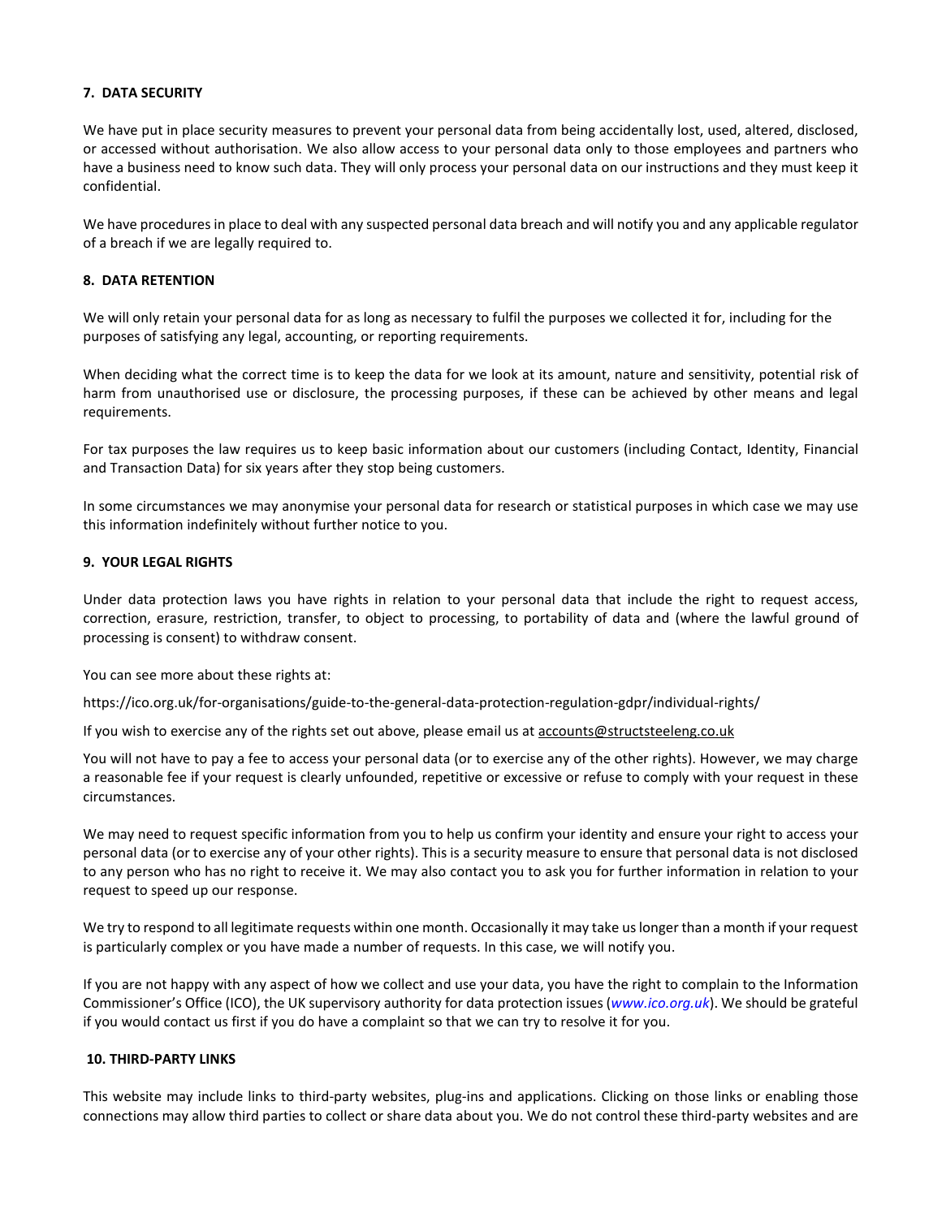## 7. DATA SECURITY

We have put in place security measures to prevent your personal data from being accidentally lost, used, altered, disclosed, or accessed without authorisation. We also allow access to your personal data only to those employees and partners who have a business need to know such data. They will only process your personal data on our instructions and they must keep it confidential.

We have procedures in place to deal with any suspected personal data breach and will notify you and any applicable regulator of a breach if we are legally required to.

## 8. DATA RETENTION

We will only retain your personal data for as long as necessary to fulfil the purposes we collected it for, including for the purposes of satisfying any legal, accounting, or reporting requirements.

When deciding what the correct time is to keep the data for we look at its amount, nature and sensitivity, potential risk of harm from unauthorised use or disclosure, the processing purposes, if these can be achieved by other means and legal requirements.

For tax purposes the law requires us to keep basic information about our customers (including Contact, Identity, Financial and Transaction Data) for six years after they stop being customers.

In some circumstances we may anonymise your personal data for research or statistical purposes in which case we may use this information indefinitely without further notice to you.

## 9. YOUR LEGAL RIGHTS

Under data protection laws you have rights in relation to your personal data that include the right to request access, correction, erasure, restriction, transfer, to object to processing, to portability of data and (where the lawful ground of processing is consent) to withdraw consent.

You can see more about these rights at:

https://ico.org.uk/for-organisations/guide-to-the-general-data-protection-regulation-gdpr/individual-rights/

If you wish to exercise any of the rights set out above, please email us at accounts@structsteeleng.co.uk

You will not have to pay a fee to access your personal data (or to exercise any of the other rights). However, we may charge a reasonable fee if your request is clearly unfounded, repetitive or excessive or refuse to comply with your request in these circumstances.

We may need to request specific information from you to help us confirm your identity and ensure your right to access your personal data (or to exercise any of your other rights). This is a security measure to ensure that personal data is not disclosed to any person who has no right to receive it. We may also contact you to ask you for further information in relation to your request to speed up our response.

We try to respond to all legitimate requests within one month. Occasionally it may take us longer than a month if your request is particularly complex or you have made a number of requests. In this case, we will notify you.

If you are not happy with any aspect of how we collect and use your data, you have the right to complain to the Information Commissioner's Office (ICO), the UK supervisory authority for data protection issues (*www.ico.org.uk*). We should be grateful if you would contact us first if you do have a complaint so that we can try to resolve it for you.

## 10. THIRD-PARTY LINKS

This website may include links to third-party websites, plug-ins and applications. Clicking on those links or enabling those connections may allow third parties to collect or share data about you. We do not control these third-party websites and are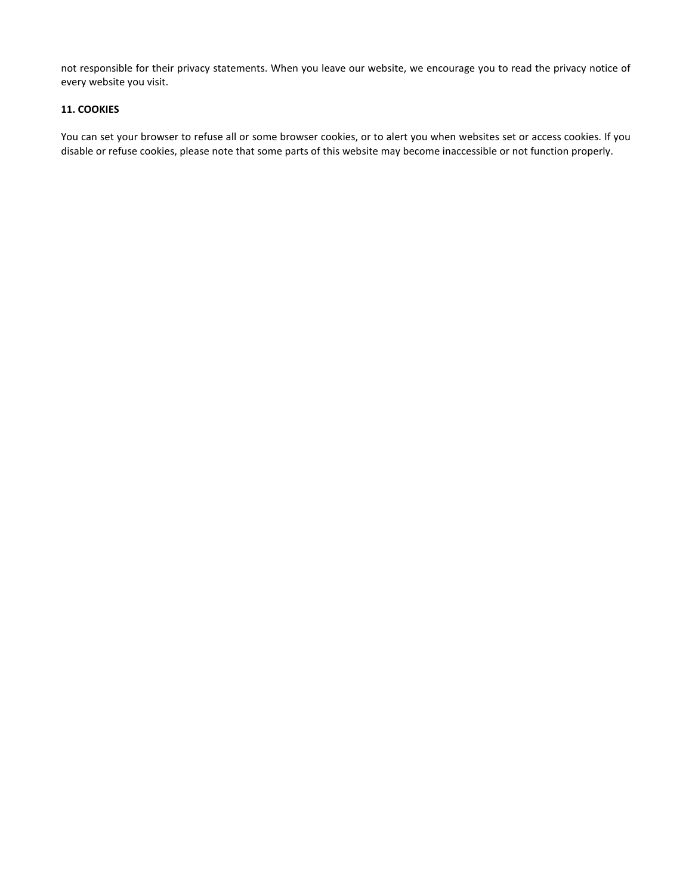not responsible for their privacy statements. When you leave our website, we encourage you to read the privacy notice of every website you visit.

**11. COOKIES**

You can set your browser to refuse all or some browser cookies, or to alert you when websites set or access cookies. If you disable or refuse cookies, please note that some parts of this website may become inaccessible or not function properly.